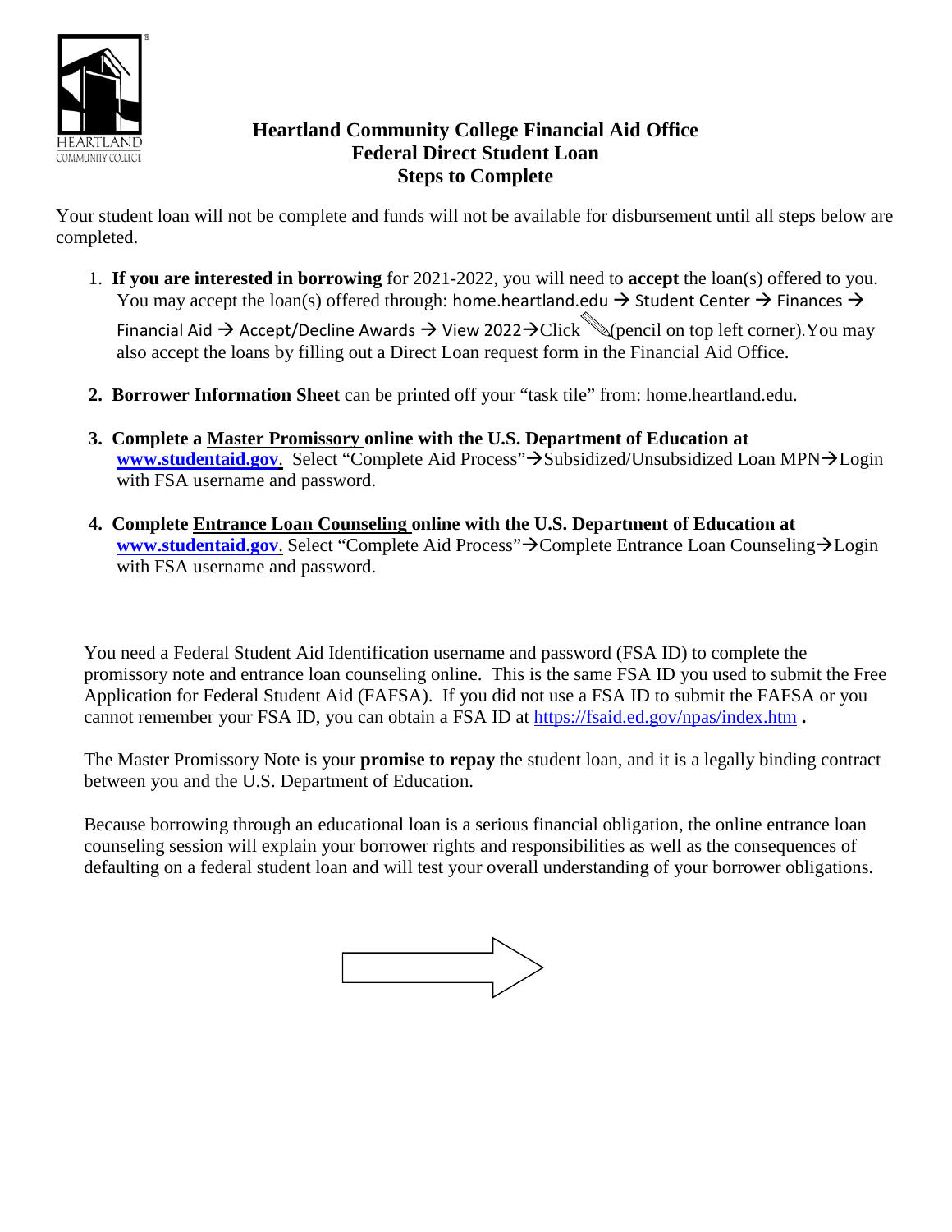# Heartland Community College Financial Aid Office
## Federal Direct Student Loan
## Steps to Complete

Your student loan will not be complete and funds will not be available for disbursement until all steps below are completed.

1. **If you are interested in borrowing** for 2021-2022, you will need to **accept** the loan(s) offered to you. You may accept the loan(s) offered through: home.heartland.edu → Student Center → Finances → Financial Aid → Accept/Decline Awards → View 2022→Click (pencil on top left corner).You may also accept the loans by filling out a Direct Loan request form in the Financial Aid Office.

2. **Borrower Information Sheet** can be printed off your "task tile" from: home.heartland.edu.

3. **Complete a Master Promissory online with the U.S. Department of Education at** **www.studentaid.gov**. Select "Complete Aid Process"→Subsidized/Unsubsidized Loan MPN→Login with FSA username and password.

4. **Complete Entrance Loan Counseling online with the U.S. Department of Education at** **www.studentaid.gov**. Select "Complete Aid Process"→Complete Entrance Loan Counseling→Login with FSA username and password.

You need a Federal Student Aid Identification username and password (FSA ID) to complete the promissory note and entrance loan counseling online. This is the same FSA ID you used to submit the Free Application for Federal Student Aid (FAFSA). If you did not use a FSA ID to submit the FAFSA or you cannot remember your FSA ID, you can obtain a FSA ID at https://fsaid.ed.gov/npas/index.htm **.**

The Master Promissory Note is your **promise to repay** the student loan, and it is a legally binding contract between you and the U.S. Department of Education.

Because borrowing through an educational loan is a serious financial obligation, the online entrance loan counseling session will explain your borrower rights and responsibilities as well as the consequences of defaulting on a federal student loan and will test your overall understanding of your borrower obligations.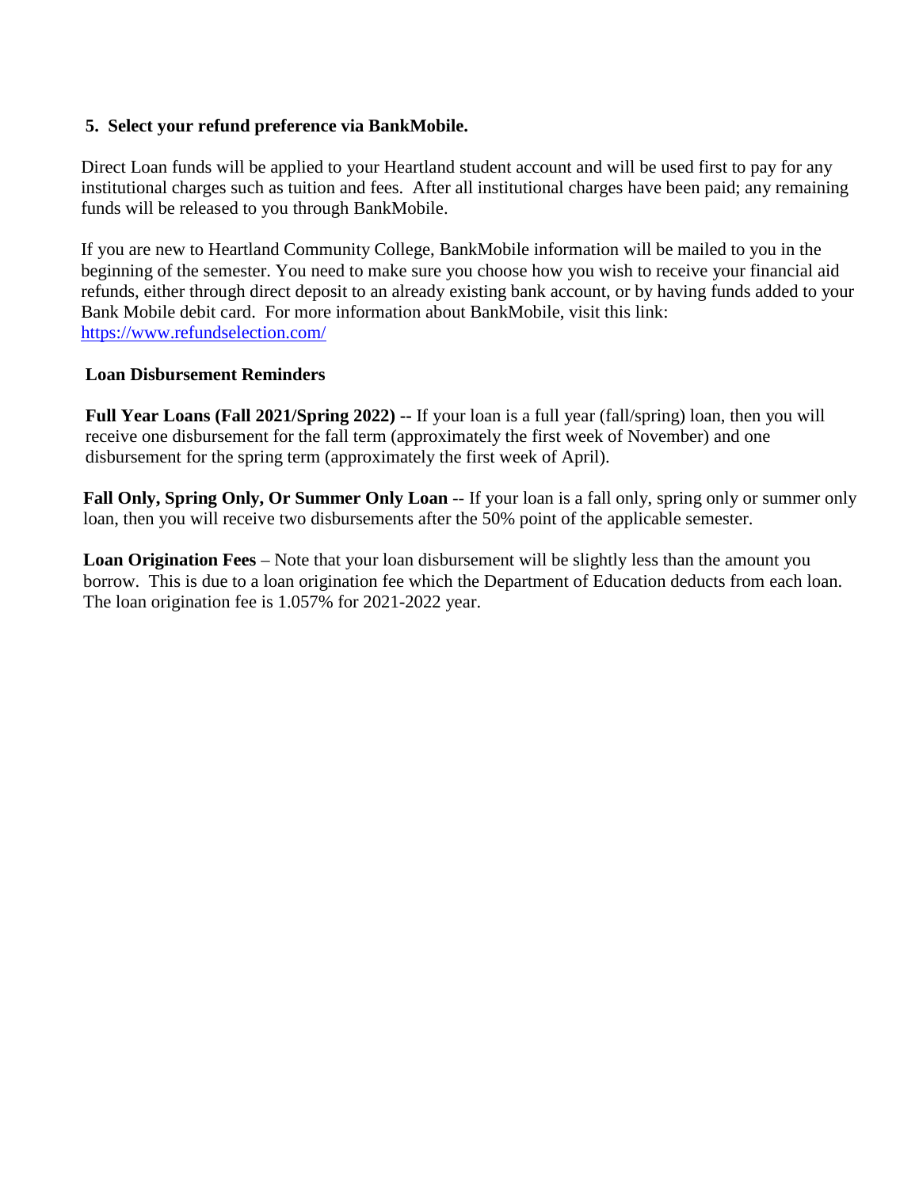**5. Select your refund preference via BankMobile.**

Direct Loan funds will be applied to your Heartland student account and will be used first to pay for any institutional charges such as tuition and fees. After all institutional charges have been paid; any remaining funds will be released to you through BankMobile.

If you are new to Heartland Community College, BankMobile information will be mailed to you in the beginning of the semester. You need to make sure you choose how you wish to receive your financial aid refunds, either through direct deposit to an already existing bank account, or by having funds added to your Bank Mobile debit card. For more information about BankMobile, visit this link: [https://www.refundselection.com/](https://www.refundselection.com/)

**Loan Disbursement Reminders**

**Full Year Loans (Fall 2021/Spring 2022) --** If your loan is a full year (fall/spring) loan, then you will receive one disbursement for the fall term (approximately the first week of November) and one disbursement for the spring term (approximately the first week of April).

**Fall Only, Spring Only, Or Summer Only Loan** -- If your loan is a fall only, spring only or summer only loan, then you will receive two disbursements after the 50% point of the applicable semester.

**Loan Origination Fees** – Note that your loan disbursement will be slightly less than the amount you borrow. This is due to a loan origination fee which the Department of Education deducts from each loan. The loan origination fee is 1.057% for 2021-2022 year.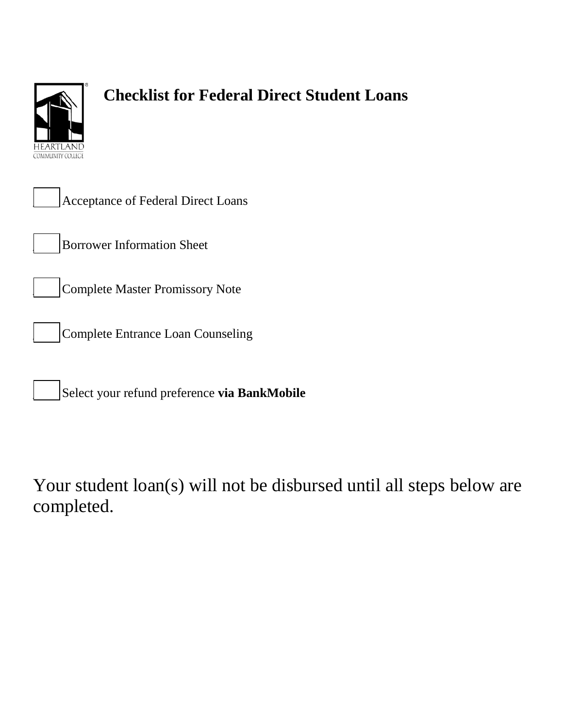# Checklist for Federal Direct Student Loans

- [ ] Acceptance of Federal Direct Loans
- [ ] Borrower Information Sheet
- [ ] Complete Master Promissory Note
- [ ] Complete Entrance Loan Counseling
- [ ] Select your refund preference **via BankMobile**

Your student loan(s) will not be disbursed until all steps below are completed.